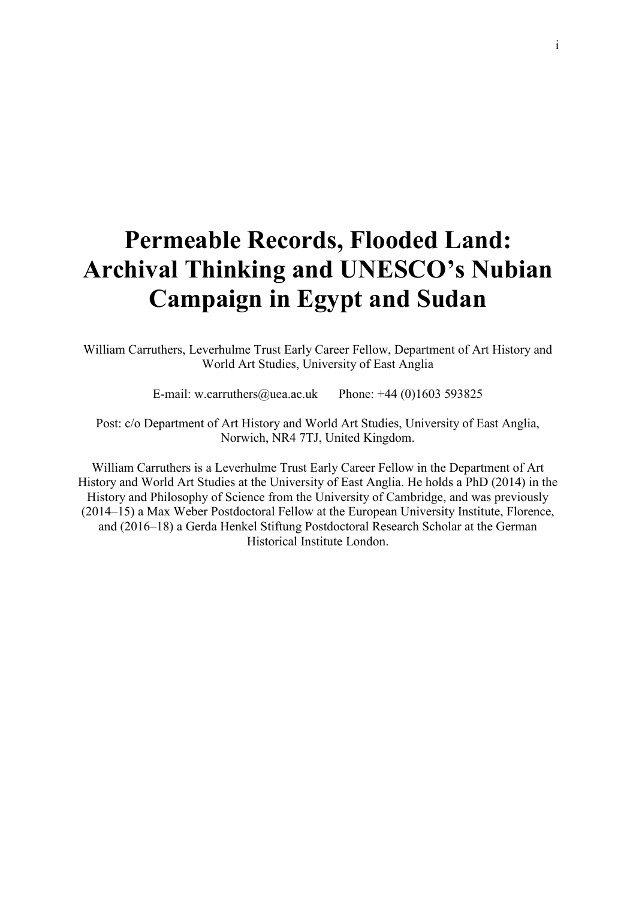# Permeable Records, Flooded Land: Archival Thinking and UNESCO's Nubian Campaign in Egypt and Sudan

William Carruthers, Leverhulme Trust Early Career Fellow, Department of Art History and World Art Studies, University of East Anglia

E-mail: w.carruthers@uea.ac.uk Phone: +44 (0)1603 593825

Post: c/o Department of Art History and World Art Studies, University of East Anglia, Norwich, NR4 7TJ, United Kingdom.

William Carruthers is a Leverhulme Trust Early Career Fellow in the Department of Art History and World Art Studies at the University of East Anglia. He holds a PhD (2014) in the History and Philosophy of Science from the University of Cambridge, and was previously (2014–15) a Max Weber Postdoctoral Fellow at the European University Institute, Florence, and (2016–18) a Gerda Henkel Stiftung Postdoctoral Research Scholar at the German Historical Institute London.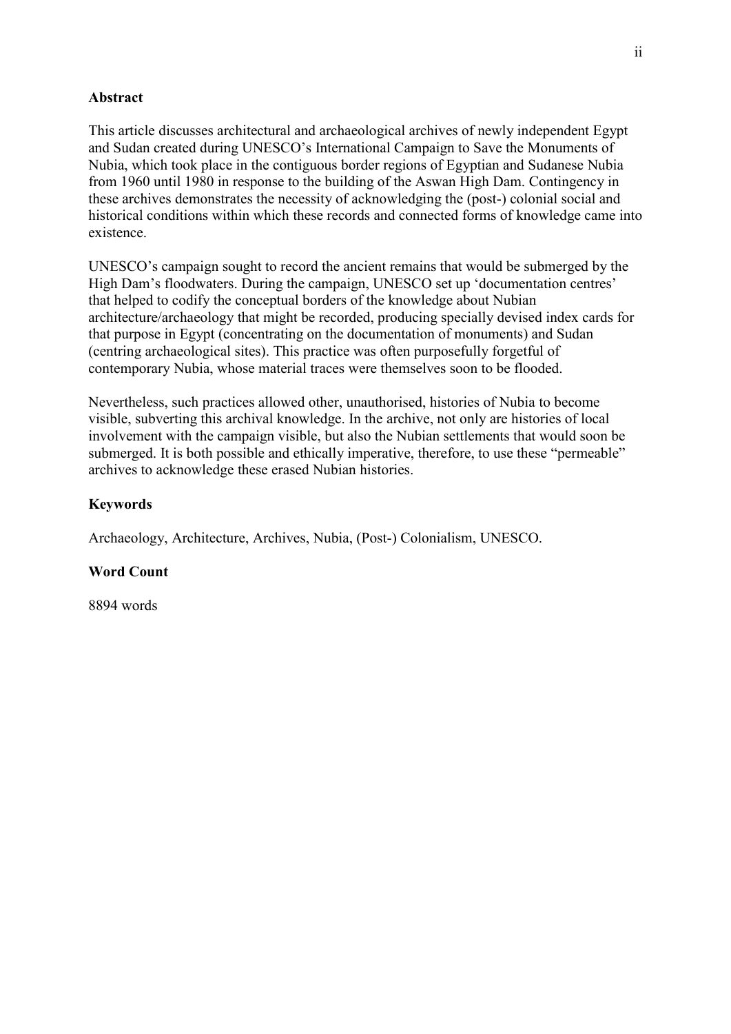## Abstract

This article discusses architectural and archaeological archives of newly independent Egypt and Sudan created during UNESCO's International Campaign to Save the Monuments of Nubia, which took place in the contiguous border regions of Egyptian and Sudanese Nubia from 1960 until 1980 in response to the building of the Aswan High Dam. Contingency in these archives demonstrates the necessity of acknowledging the (post-) colonial social and historical conditions within which these records and connected forms of knowledge came into existence.

UNESCO's campaign sought to record the ancient remains that would be submerged by the High Dam's floodwaters. During the campaign, UNESCO set up 'documentation centres' that helped to codify the conceptual borders of the knowledge about Nubian architecture/archaeology that might be recorded, producing specially devised index cards for that purpose in Egypt (concentrating on the documentation of monuments) and Sudan (centring archaeological sites). This practice was often purposefully forgetful of contemporary Nubia, whose material traces were themselves soon to be flooded.

Nevertheless, such practices allowed other, unauthorised, histories of Nubia to become visible, subverting this archival knowledge. In the archive, not only are histories of local involvement with the campaign visible, but also the Nubian settlements that would soon be submerged. It is both possible and ethically imperative, therefore, to use these "permeable" archives to acknowledge these erased Nubian histories.

## Keywords

Archaeology, Architecture, Archives, Nubia, (Post-) Colonialism, UNESCO.

## Word Count

8894 words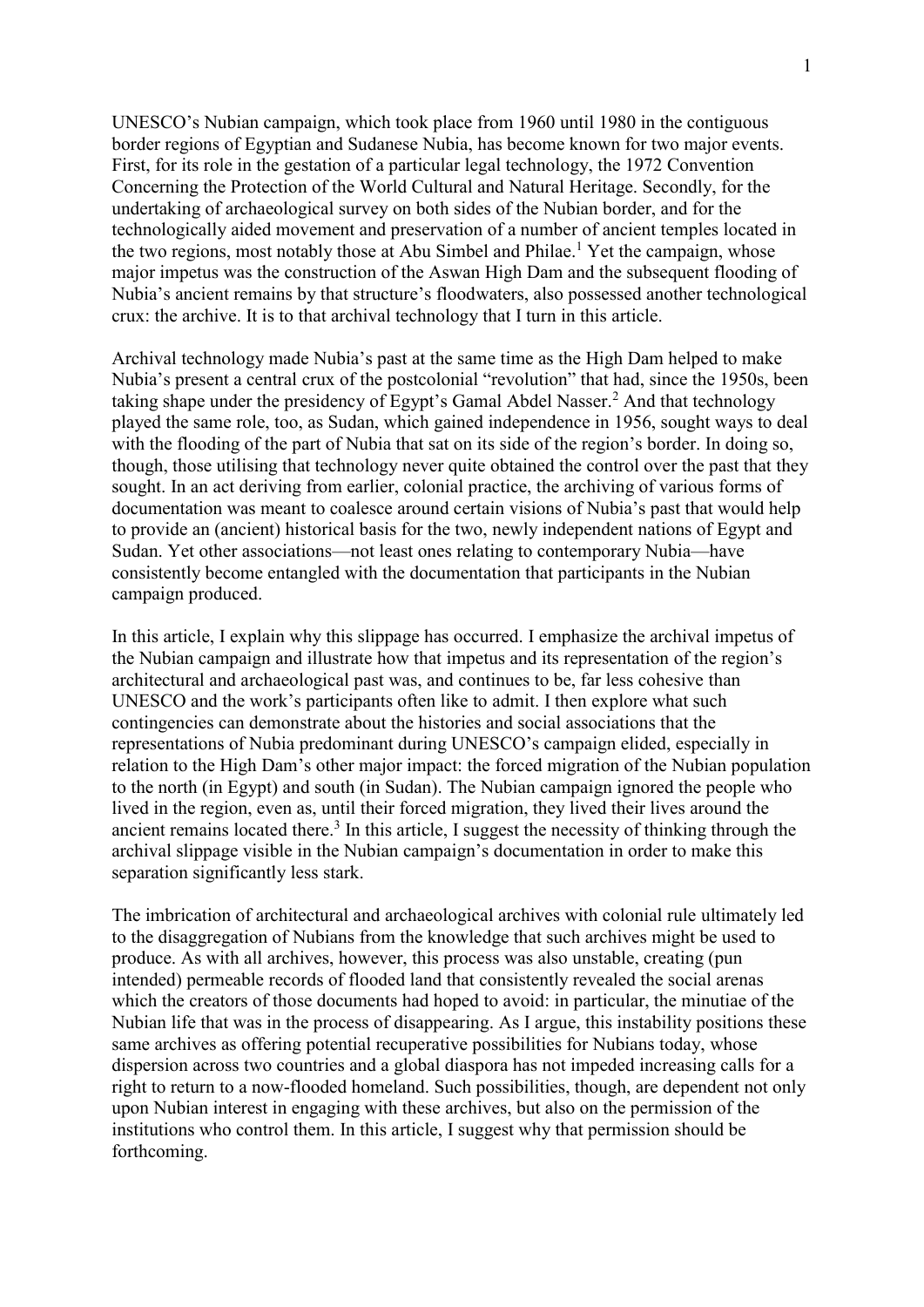UNESCO's Nubian campaign, which took place from 1960 until 1980 in the contiguous border regions of Egyptian and Sudanese Nubia, has become known for two major events. First, for its role in the gestation of a particular legal technology, the 1972 Convention Concerning the Protection of the World Cultural and Natural Heritage. Secondly, for the undertaking of archaeological survey on both sides of the Nubian border, and for the technologically aided movement and preservation of a number of ancient temples located in the two regions, most notably those at Abu Simbel and Philae.[1] Yet the campaign, whose major impetus was the construction of the Aswan High Dam and the subsequent flooding of Nubia's ancient remains by that structure's floodwaters, also possessed another technological crux: the archive. It is to that archival technology that I turn in this article.

Archival technology made Nubia's past at the same time as the High Dam helped to make Nubia's present a central crux of the postcolonial "revolution" that had, since the 1950s, been taking shape under the presidency of Egypt's Gamal Abdel Nasser.[2] And that technology played the same role, too, as Sudan, which gained independence in 1956, sought ways to deal with the flooding of the part of Nubia that sat on its side of the region's border. In doing so, though, those utilising that technology never quite obtained the control over the past that they sought. In an act deriving from earlier, colonial practice, the archiving of various forms of documentation was meant to coalesce around certain visions of Nubia's past that would help to provide an (ancient) historical basis for the two, newly independent nations of Egypt and Sudan. Yet other associations—not least ones relating to contemporary Nubia—have consistently become entangled with the documentation that participants in the Nubian campaign produced.

In this article, I explain why this slippage has occurred. I emphasize the archival impetus of the Nubian campaign and illustrate how that impetus and its representation of the region's architectural and archaeological past was, and continues to be, far less cohesive than UNESCO and the work's participants often like to admit. I then explore what such contingencies can demonstrate about the histories and social associations that the representations of Nubia predominant during UNESCO's campaign elided, especially in relation to the High Dam's other major impact: the forced migration of the Nubian population to the north (in Egypt) and south (in Sudan). The Nubian campaign ignored the people who lived in the region, even as, until their forced migration, they lived their lives around the ancient remains located there.[3] In this article, I suggest the necessity of thinking through the archival slippage visible in the Nubian campaign's documentation in order to make this separation significantly less stark.

The imbrication of architectural and archaeological archives with colonial rule ultimately led to the disaggregation of Nubians from the knowledge that such archives might be used to produce. As with all archives, however, this process was also unstable, creating (pun intended) permeable records of flooded land that consistently revealed the social arenas which the creators of those documents had hoped to avoid: in particular, the minutiae of the Nubian life that was in the process of disappearing. As I argue, this instability positions these same archives as offering potential recuperative possibilities for Nubians today, whose dispersion across two countries and a global diaspora has not impeded increasing calls for a right to return to a now-flooded homeland. Such possibilities, though, are dependent not only upon Nubian interest in engaging with these archives, but also on the permission of the institutions who control them. In this article, I suggest why that permission should be forthcoming.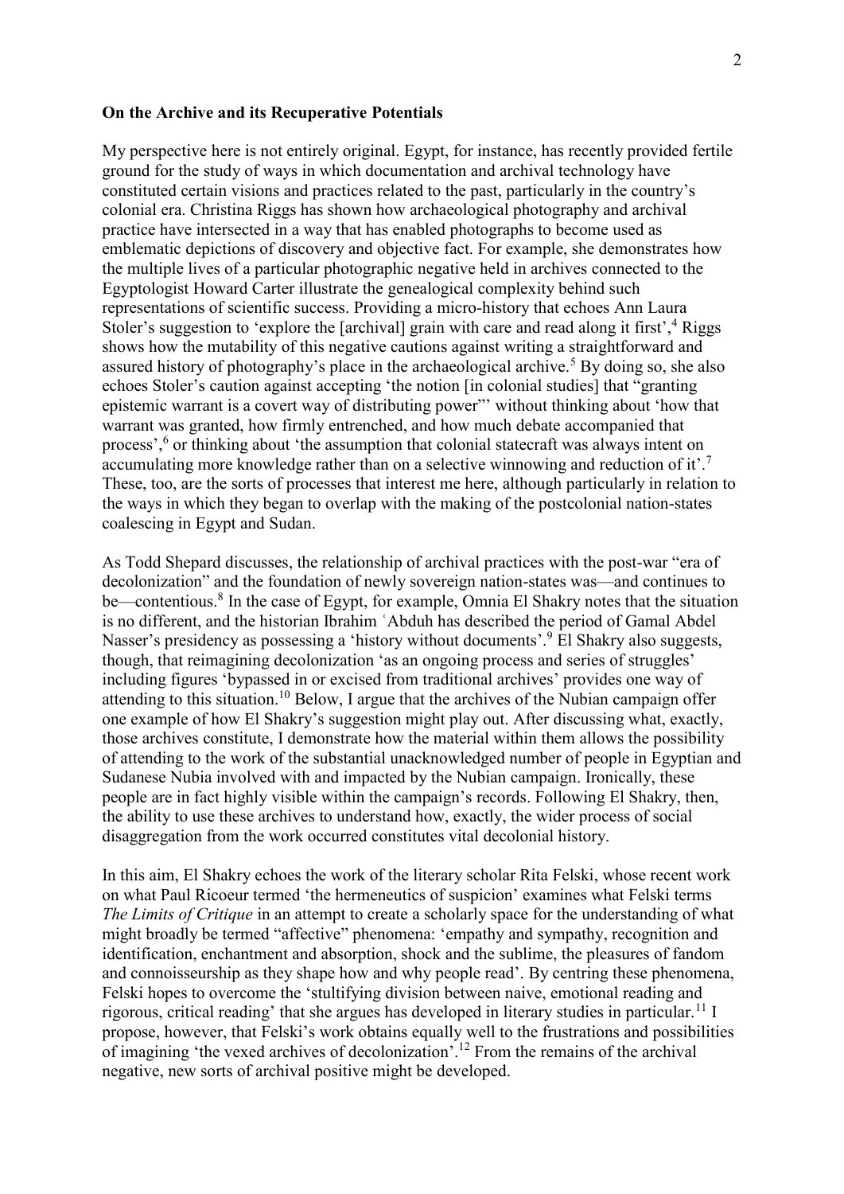**On the Archive and its Recuperative Potentials**

My perspective here is not entirely original. Egypt, for instance, has recently provided fertile ground for the study of ways in which documentation and archival technology have constituted certain visions and practices related to the past, particularly in the country's colonial era. Christina Riggs has shown how archaeological photography and archival practice have intersected in a way that has enabled photographs to become used as emblematic depictions of discovery and objective fact. For example, she demonstrates how the multiple lives of a particular photographic negative held in archives connected to the Egyptologist Howard Carter illustrate the genealogical complexity behind such representations of scientific success. Providing a micro-history that echoes Ann Laura Stoler's suggestion to 'explore the [archival] grain with care and read along it first',[4] Riggs shows how the mutability of this negative cautions against writing a straightforward and assured history of photography's place in the archaeological archive.[5] By doing so, she also echoes Stoler's caution against accepting 'the notion [in colonial studies] that "granting epistemic warrant is a covert way of distributing power"' without thinking about 'how that warrant was granted, how firmly entrenched, and how much debate accompanied that process',[6] or thinking about 'the assumption that colonial statecraft was always intent on accumulating more knowledge rather than on a selective winnowing and reduction of it'.[7] These, too, are the sorts of processes that interest me here, although particularly in relation to the ways in which they began to overlap with the making of the postcolonial nation-states coalescing in Egypt and Sudan.

As Todd Shepard discusses, the relationship of archival practices with the post-war "era of decolonization" and the foundation of newly sovereign nation-states was—and continues to be—contentious.[8] In the case of Egypt, for example, Omnia El Shakry notes that the situation is no different, and the historian Ibrahim ʿAbduh has described the period of Gamal Abdel Nasser's presidency as possessing a 'history without documents'.[9] El Shakry also suggests, though, that reimagining decolonization 'as an ongoing process and series of struggles' including figures 'bypassed in or excised from traditional archives' provides one way of attending to this situation.[10] Below, I argue that the archives of the Nubian campaign offer one example of how El Shakry's suggestion might play out. After discussing what, exactly, those archives constitute, I demonstrate how the material within them allows the possibility of attending to the work of the substantial unacknowledged number of people in Egyptian and Sudanese Nubia involved with and impacted by the Nubian campaign. Ironically, these people are in fact highly visible within the campaign's records. Following El Shakry, then, the ability to use these archives to understand how, exactly, the wider process of social disaggregation from the work occurred constitutes vital decolonial history.

In this aim, El Shakry echoes the work of the literary scholar Rita Felski, whose recent work on what Paul Ricoeur termed 'the hermeneutics of suspicion' examines what Felski terms *The Limits of Critique* in an attempt to create a scholarly space for the understanding of what might broadly be termed "affective" phenomena: 'empathy and sympathy, recognition and identification, enchantment and absorption, shock and the sublime, the pleasures of fandom and connoisseurship as they shape how and why people read'. By centring these phenomena, Felski hopes to overcome the 'stultifying division between naive, emotional reading and rigorous, critical reading' that she argues has developed in literary studies in particular.[11] I propose, however, that Felski's work obtains equally well to the frustrations and possibilities of imagining 'the vexed archives of decolonization'.[12] From the remains of the archival negative, new sorts of archival positive might be developed.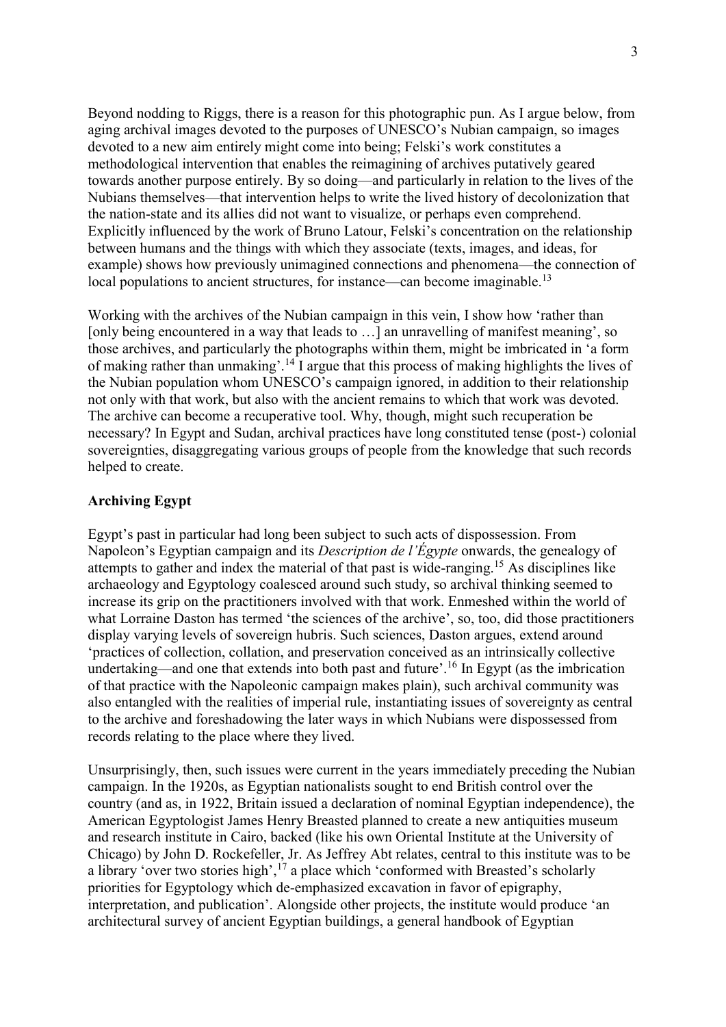Beyond nodding to Riggs, there is a reason for this photographic pun. As I argue below, from aging archival images devoted to the purposes of UNESCO's Nubian campaign, so images devoted to a new aim entirely might come into being; Felski's work constitutes a methodological intervention that enables the reimagining of archives putatively geared towards another purpose entirely. By so doing—and particularly in relation to the lives of the Nubians themselves—that intervention helps to write the lived history of decolonization that the nation-state and its allies did not want to visualize, or perhaps even comprehend. Explicitly influenced by the work of Bruno Latour, Felski's concentration on the relationship between humans and the things with which they associate (texts, images, and ideas, for example) shows how previously unimagined connections and phenomena—the connection of local populations to ancient structures, for instance—can become imaginable.[13]

Working with the archives of the Nubian campaign in this vein, I show how 'rather than [only being encountered in a way that leads to …] an unravelling of manifest meaning', so those archives, and particularly the photographs within them, might be imbricated in 'a form of making rather than unmaking'.[14] I argue that this process of making highlights the lives of the Nubian population whom UNESCO's campaign ignored, in addition to their relationship not only with that work, but also with the ancient remains to which that work was devoted. The archive can become a recuperative tool. Why, though, might such recuperation be necessary? In Egypt and Sudan, archival practices have long constituted tense (post-) colonial sovereignties, disaggregating various groups of people from the knowledge that such records helped to create.

## Archiving Egypt

Egypt's past in particular had long been subject to such acts of dispossession. From Napoleon's Egyptian campaign and its *Description de l'Égypte* onwards, the genealogy of attempts to gather and index the material of that past is wide-ranging.[15] As disciplines like archaeology and Egyptology coalesced around such study, so archival thinking seemed to increase its grip on the practitioners involved with that work. Enmeshed within the world of what Lorraine Daston has termed 'the sciences of the archive', so, too, did those practitioners display varying levels of sovereign hubris. Such sciences, Daston argues, extend around 'practices of collection, collation, and preservation conceived as an intrinsically collective undertaking—and one that extends into both past and future'.[16] In Egypt (as the imbrication of that practice with the Napoleonic campaign makes plain), such archival community was also entangled with the realities of imperial rule, instantiating issues of sovereignty as central to the archive and foreshadowing the later ways in which Nubians were dispossessed from records relating to the place where they lived.

Unsurprisingly, then, such issues were current in the years immediately preceding the Nubian campaign. In the 1920s, as Egyptian nationalists sought to end British control over the country (and as, in 1922, Britain issued a declaration of nominal Egyptian independence), the American Egyptologist James Henry Breasted planned to create a new antiquities museum and research institute in Cairo, backed (like his own Oriental Institute at the University of Chicago) by John D. Rockefeller, Jr. As Jeffrey Abt relates, central to this institute was to be a library 'over two stories high',[17] a place which 'conformed with Breasted's scholarly priorities for Egyptology which de-emphasized excavation in favor of epigraphy, interpretation, and publication'. Alongside other projects, the institute would produce 'an architectural survey of ancient Egyptian buildings, a general handbook of Egyptian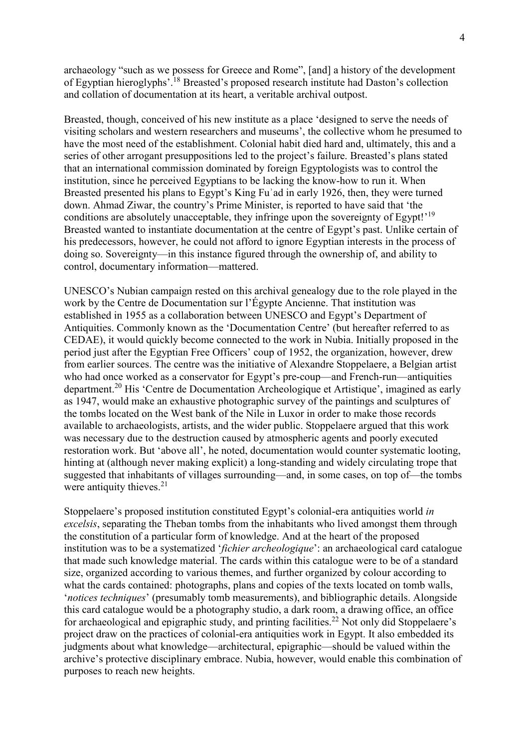archaeology "such as we possess for Greece and Rome", [and] a history of the development of Egyptian hieroglyphs'.[18] Breasted's proposed research institute had Daston's collection and collation of documentation at its heart, a veritable archival outpost.

Breasted, though, conceived of his new institute as a place 'designed to serve the needs of visiting scholars and western researchers and museums', the collective whom he presumed to have the most need of the establishment. Colonial habit died hard and, ultimately, this and a series of other arrogant presuppositions led to the project's failure. Breasted's plans stated that an international commission dominated by foreign Egyptologists was to control the institution, since he perceived Egyptians to be lacking the know-how to run it. When Breasted presented his plans to Egypt's King Fuʾad in early 1926, then, they were turned down. Ahmad Ziwar, the country's Prime Minister, is reported to have said that 'the conditions are absolutely unacceptable, they infringe upon the sovereignty of Egypt!'[19] Breasted wanted to instantiate documentation at the centre of Egypt's past. Unlike certain of his predecessors, however, he could not afford to ignore Egyptian interests in the process of doing so. Sovereignty—in this instance figured through the ownership of, and ability to control, documentary information—mattered.

UNESCO's Nubian campaign rested on this archival genealogy due to the role played in the work by the Centre de Documentation sur l'Égypte Ancienne. That institution was established in 1955 as a collaboration between UNESCO and Egypt's Department of Antiquities. Commonly known as the 'Documentation Centre' (but hereafter referred to as CEDAE), it would quickly become connected to the work in Nubia. Initially proposed in the period just after the Egyptian Free Officers' coup of 1952, the organization, however, drew from earlier sources. The centre was the initiative of Alexandre Stoppelaere, a Belgian artist who had once worked as a conservator for Egypt's pre-coup—and French-run—antiquities department.[20] His 'Centre de Documentation Archeologique et Artistique', imagined as early as 1947, would make an exhaustive photographic survey of the paintings and sculptures of the tombs located on the West bank of the Nile in Luxor in order to make those records available to archaeologists, artists, and the wider public. Stoppelaere argued that this work was necessary due to the destruction caused by atmospheric agents and poorly executed restoration work. But 'above all', he noted, documentation would counter systematic looting, hinting at (although never making explicit) a long-standing and widely circulating trope that suggested that inhabitants of villages surrounding—and, in some cases, on top of—the tombs were antiquity thieves.[21]

Stoppelaere's proposed institution constituted Egypt's colonial-era antiquities world *in excelsis*, separating the Theban tombs from the inhabitants who lived amongst them through the constitution of a particular form of knowledge. And at the heart of the proposed institution was to be a systematized '*fichier archeologique*': an archaeological card catalogue that made such knowledge material. The cards within this catalogue were to be of a standard size, organized according to various themes, and further organized by colour according to what the cards contained: photographs, plans and copies of the texts located on tomb walls, '*notices techniques*' (presumably tomb measurements), and bibliographic details. Alongside this card catalogue would be a photography studio, a dark room, a drawing office, an office for archaeological and epigraphic study, and printing facilities.[22] Not only did Stoppelaere's project draw on the practices of colonial-era antiquities work in Egypt. It also embedded its judgments about what knowledge—architectural, epigraphic—should be valued within the archive's protective disciplinary embrace. Nubia, however, would enable this combination of purposes to reach new heights.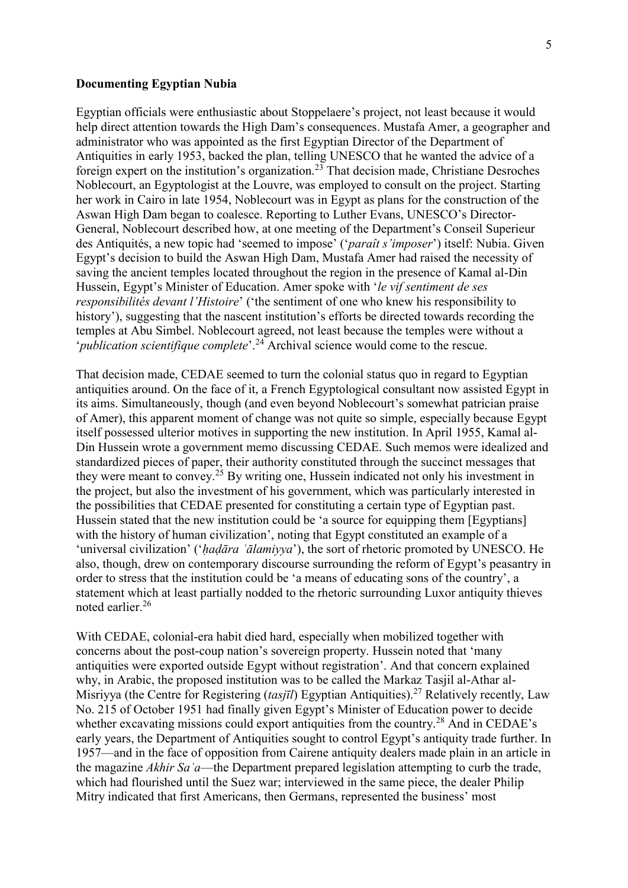**Documenting Egyptian Nubia**

Egyptian officials were enthusiastic about Stoppelaere's project, not least because it would help direct attention towards the High Dam's consequences. Mustafa Amer, a geographer and administrator who was appointed as the first Egyptian Director of the Department of Antiquities in early 1953, backed the plan, telling UNESCO that he wanted the advice of a foreign expert on the institution's organization.[23] That decision made, Christiane Desroches Noblecourt, an Egyptologist at the Louvre, was employed to consult on the project. Starting her work in Cairo in late 1954, Noblecourt was in Egypt as plans for the construction of the Aswan High Dam began to coalesce. Reporting to Luther Evans, UNESCO's Director-General, Noblecourt described how, at one meeting of the Department's Conseil Superieur des Antiquités, a new topic had 'seemed to impose' ('*paraît s'imposer*') itself: Nubia. Given Egypt's decision to build the Aswan High Dam, Mustafa Amer had raised the necessity of saving the ancient temples located throughout the region in the presence of Kamal al-Din Hussein, Egypt's Minister of Education. Amer spoke with '*le vif sentiment de ses responsibilités devant l'Histoire*' ('the sentiment of one who knew his responsibility to history'), suggesting that the nascent institution's efforts be directed towards recording the temples at Abu Simbel. Noblecourt agreed, not least because the temples were without a '*publication scientifique complete*'.[24] Archival science would come to the rescue.

That decision made, CEDAE seemed to turn the colonial status quo in regard to Egyptian antiquities around. On the face of it, a French Egyptological consultant now assisted Egypt in its aims. Simultaneously, though (and even beyond Noblecourt's somewhat patrician praise of Amer), this apparent moment of change was not quite so simple, especially because Egypt itself possessed ulterior motives in supporting the new institution. In April 1955, Kamal al-Din Hussein wrote a government memo discussing CEDAE. Such memos were idealized and standardized pieces of paper, their authority constituted through the succinct messages that they were meant to convey.[25] By writing one, Hussein indicated not only his investment in the project, but also the investment of his government, which was particularly interested in the possibilities that CEDAE presented for constituting a certain type of Egyptian past. Hussein stated that the new institution could be 'a source for equipping them [Egyptians] with the history of human civilization', noting that Egypt constituted an example of a 'universal civilization' ('*ḥaḍāra ʿālamiyya*'), the sort of rhetoric promoted by UNESCO. He also, though, drew on contemporary discourse surrounding the reform of Egypt's peasantry in order to stress that the institution could be 'a means of educating sons of the country', a statement which at least partially nodded to the rhetoric surrounding Luxor antiquity thieves noted earlier.[26]

With CEDAE, colonial-era habit died hard, especially when mobilized together with concerns about the post-coup nation's sovereign property. Hussein noted that 'many antiquities were exported outside Egypt without registration'. And that concern explained why, in Arabic, the proposed institution was to be called the Markaz Tasjil al-Athar al-Misriyya (the Centre for Registering (*tasjīl*) Egyptian Antiquities).[27] Relatively recently, Law No. 215 of October 1951 had finally given Egypt's Minister of Education power to decide whether excavating missions could export antiquities from the country.[28] And in CEDAE's early years, the Department of Antiquities sought to control Egypt's antiquity trade further. In 1957—and in the face of opposition from Cairene antiquity dealers made plain in an article in the magazine *Akhir Saʿa*—the Department prepared legislation attempting to curb the trade, which had flourished until the Suez war; interviewed in the same piece, the dealer Philip Mitry indicated that first Americans, then Germans, represented the business' most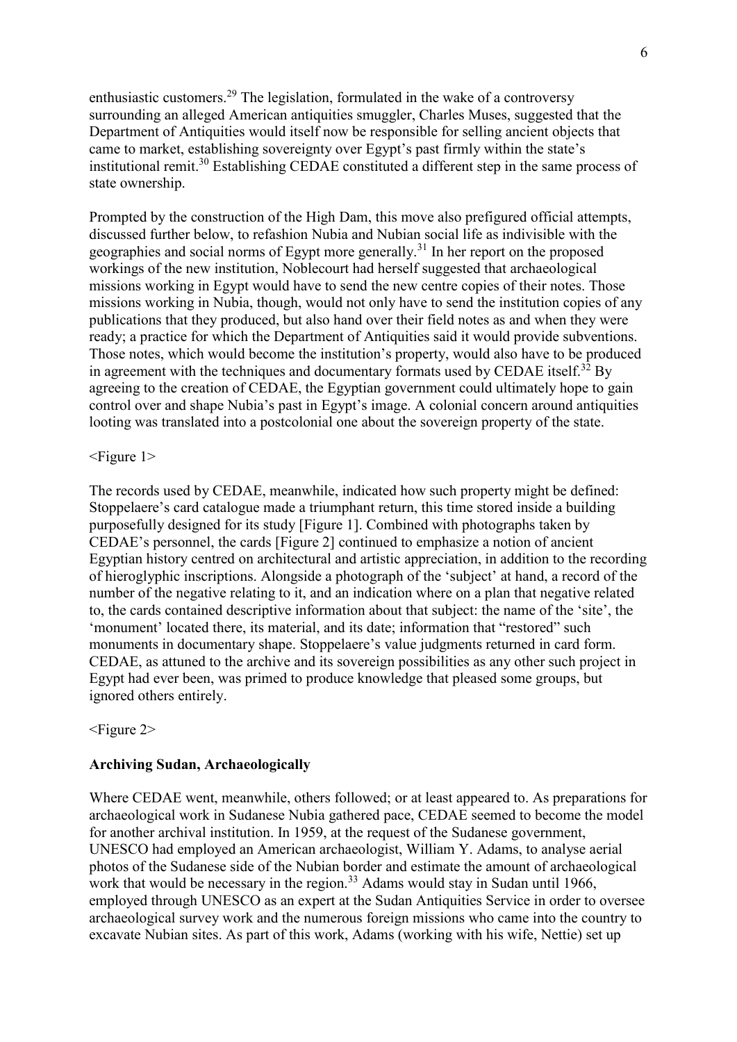enthusiastic customers.[29] The legislation, formulated in the wake of a controversy surrounding an alleged American antiquities smuggler, Charles Muses, suggested that the Department of Antiquities would itself now be responsible for selling ancient objects that came to market, establishing sovereignty over Egypt's past firmly within the state's institutional remit.[30] Establishing CEDAE constituted a different step in the same process of state ownership.

Prompted by the construction of the High Dam, this move also prefigured official attempts, discussed further below, to refashion Nubia and Nubian social life as indivisible with the geographies and social norms of Egypt more generally.[31] In her report on the proposed workings of the new institution, Noblecourt had herself suggested that archaeological missions working in Egypt would have to send the new centre copies of their notes. Those missions working in Nubia, though, would not only have to send the institution copies of any publications that they produced, but also hand over their field notes as and when they were ready; a practice for which the Department of Antiquities said it would provide subventions. Those notes, which would become the institution's property, would also have to be produced in agreement with the techniques and documentary formats used by CEDAE itself.[32] By agreeing to the creation of CEDAE, the Egyptian government could ultimately hope to gain control over and shape Nubia's past in Egypt's image. A colonial concern around antiquities looting was translated into a postcolonial one about the sovereign property of the state.

<Figure 1>

The records used by CEDAE, meanwhile, indicated how such property might be defined: Stoppelaere's card catalogue made a triumphant return, this time stored inside a building purposefully designed for its study [Figure 1]. Combined with photographs taken by CEDAE's personnel, the cards [Figure 2] continued to emphasize a notion of ancient Egyptian history centred on architectural and artistic appreciation, in addition to the recording of hieroglyphic inscriptions. Alongside a photograph of the 'subject' at hand, a record of the number of the negative relating to it, and an indication where on a plan that negative related to, the cards contained descriptive information about that subject: the name of the 'site', the 'monument' located there, its material, and its date; information that "restored" such monuments in documentary shape. Stoppelaere's value judgments returned in card form. CEDAE, as attuned to the archive and its sovereign possibilities as any other such project in Egypt had ever been, was primed to produce knowledge that pleased some groups, but ignored others entirely.

<Figure 2>

**Archiving Sudan, Archaeologically**

Where CEDAE went, meanwhile, others followed; or at least appeared to. As preparations for archaeological work in Sudanese Nubia gathered pace, CEDAE seemed to become the model for another archival institution. In 1959, at the request of the Sudanese government, UNESCO had employed an American archaeologist, William Y. Adams, to analyse aerial photos of the Sudanese side of the Nubian border and estimate the amount of archaeological work that would be necessary in the region.[33] Adams would stay in Sudan until 1966, employed through UNESCO as an expert at the Sudan Antiquities Service in order to oversee archaeological survey work and the numerous foreign missions who came into the country to excavate Nubian sites. As part of this work, Adams (working with his wife, Nettie) set up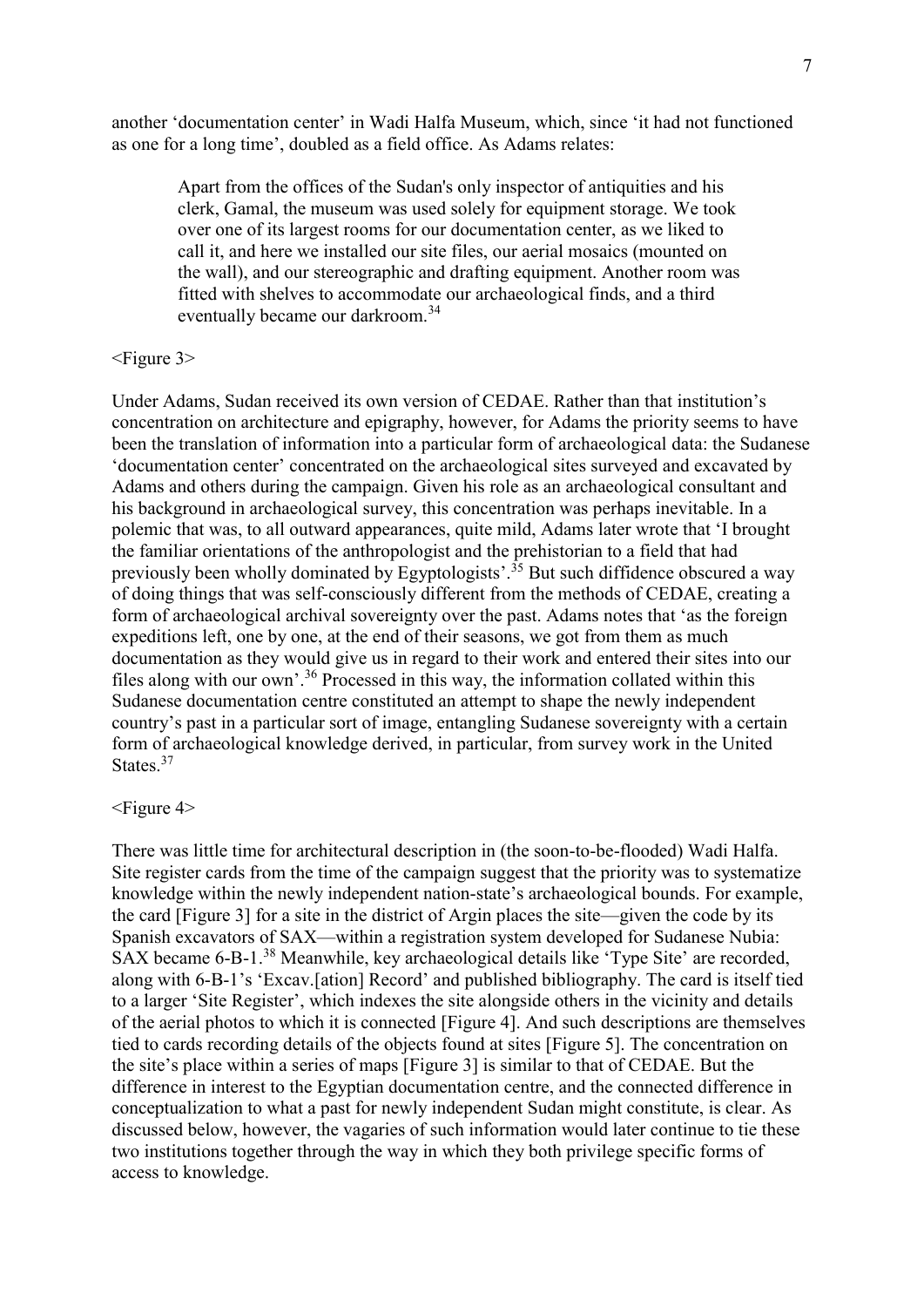another 'documentation center' in Wadi Halfa Museum, which, since 'it had not functioned as one for a long time', doubled as a field office. As Adams relates:

> Apart from the offices of the Sudan's only inspector of antiquities and his clerk, Gamal, the museum was used solely for equipment storage. We took over one of its largest rooms for our documentation center, as we liked to call it, and here we installed our site files, our aerial mosaics (mounted on the wall), and our stereographic and drafting equipment. Another room was fitted with shelves to accommodate our archaeological finds, and a third eventually became our darkroom.[34]

<Figure 3>

Under Adams, Sudan received its own version of CEDAE. Rather than that institution's concentration on architecture and epigraphy, however, for Adams the priority seems to have been the translation of information into a particular form of archaeological data: the Sudanese 'documentation center' concentrated on the archaeological sites surveyed and excavated by Adams and others during the campaign. Given his role as an archaeological consultant and his background in archaeological survey, this concentration was perhaps inevitable. In a polemic that was, to all outward appearances, quite mild, Adams later wrote that 'I brought the familiar orientations of the anthropologist and the prehistorian to a field that had previously been wholly dominated by Egyptologists'.[35] But such diffidence obscured a way of doing things that was self-consciously different from the methods of CEDAE, creating a form of archaeological archival sovereignty over the past. Adams notes that 'as the foreign expeditions left, one by one, at the end of their seasons, we got from them as much documentation as they would give us in regard to their work and entered their sites into our files along with our own'.[36] Processed in this way, the information collated within this Sudanese documentation centre constituted an attempt to shape the newly independent country's past in a particular sort of image, entangling Sudanese sovereignty with a certain form of archaeological knowledge derived, in particular, from survey work in the United States.[37]

<Figure 4>

There was little time for architectural description in (the soon-to-be-flooded) Wadi Halfa. Site register cards from the time of the campaign suggest that the priority was to systematize knowledge within the newly independent nation-state's archaeological bounds. For example, the card [Figure 3] for a site in the district of Argin places the site—given the code by its Spanish excavators of SAX—within a registration system developed for Sudanese Nubia: SAX became 6-B-1.[38] Meanwhile, key archaeological details like 'Type Site' are recorded, along with 6-B-1's 'Excav.[ation] Record' and published bibliography. The card is itself tied to a larger 'Site Register', which indexes the site alongside others in the vicinity and details of the aerial photos to which it is connected [Figure 4]. And such descriptions are themselves tied to cards recording details of the objects found at sites [Figure 5]. The concentration on the site's place within a series of maps [Figure 3] is similar to that of CEDAE. But the difference in interest to the Egyptian documentation centre, and the connected difference in conceptualization to what a past for newly independent Sudan might constitute, is clear. As discussed below, however, the vagaries of such information would later continue to tie these two institutions together through the way in which they both privilege specific forms of access to knowledge.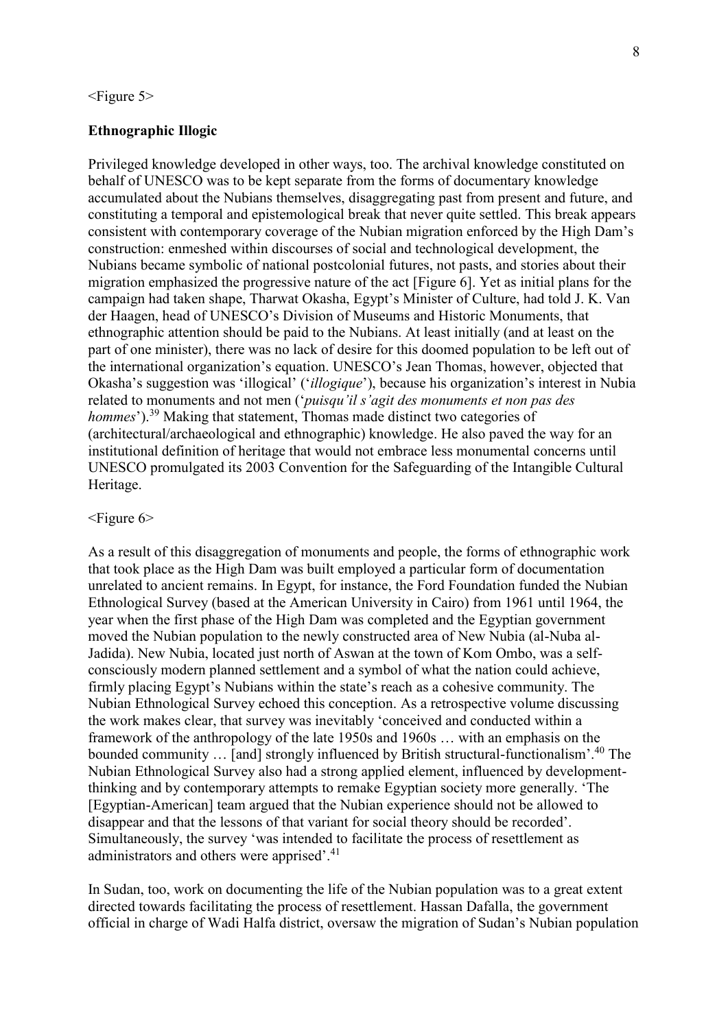<Figure 5>

**Ethnographic Illogic**

Privileged knowledge developed in other ways, too. The archival knowledge constituted on behalf of UNESCO was to be kept separate from the forms of documentary knowledge accumulated about the Nubians themselves, disaggregating past from present and future, and constituting a temporal and epistemological break that never quite settled. This break appears consistent with contemporary coverage of the Nubian migration enforced by the High Dam's construction: enmeshed within discourses of social and technological development, the Nubians became symbolic of national postcolonial futures, not pasts, and stories about their migration emphasized the progressive nature of the act [Figure 6]. Yet as initial plans for the campaign had taken shape, Tharwat Okasha, Egypt's Minister of Culture, had told J. K. Van der Haagen, head of UNESCO's Division of Museums and Historic Monuments, that ethnographic attention should be paid to the Nubians. At least initially (and at least on the part of one minister), there was no lack of desire for this doomed population to be left out of the international organization's equation. UNESCO's Jean Thomas, however, objected that Okasha's suggestion was 'illogical' ('*illogique*'), because his organization's interest in Nubia related to monuments and not men ('*puisqu'il s'agit des monuments et non pas des hommes*').[39] Making that statement, Thomas made distinct two categories of (architectural/archaeological and ethnographic) knowledge. He also paved the way for an institutional definition of heritage that would not embrace less monumental concerns until UNESCO promulgated its 2003 Convention for the Safeguarding of the Intangible Cultural Heritage.

<Figure 6>

As a result of this disaggregation of monuments and people, the forms of ethnographic work that took place as the High Dam was built employed a particular form of documentation unrelated to ancient remains. In Egypt, for instance, the Ford Foundation funded the Nubian Ethnological Survey (based at the American University in Cairo) from 1961 until 1964, the year when the first phase of the High Dam was completed and the Egyptian government moved the Nubian population to the newly constructed area of New Nubia (al-Nuba al-Jadida). New Nubia, located just north of Aswan at the town of Kom Ombo, was a self-consciously modern planned settlement and a symbol of what the nation could achieve, firmly placing Egypt's Nubians within the state's reach as a cohesive community. The Nubian Ethnological Survey echoed this conception. As a retrospective volume discussing the work makes clear, that survey was inevitably 'conceived and conducted within a framework of the anthropology of the late 1950s and 1960s … with an emphasis on the bounded community … [and] strongly influenced by British structural-functionalism'.[40] The Nubian Ethnological Survey also had a strong applied element, influenced by development-thinking and by contemporary attempts to remake Egyptian society more generally. 'The [Egyptian-American] team argued that the Nubian experience should not be allowed to disappear and that the lessons of that variant for social theory should be recorded'. Simultaneously, the survey 'was intended to facilitate the process of resettlement as administrators and others were apprised'.[41]

In Sudan, too, work on documenting the life of the Nubian population was to a great extent directed towards facilitating the process of resettlement. Hassan Dafalla, the government official in charge of Wadi Halfa district, oversaw the migration of Sudan's Nubian population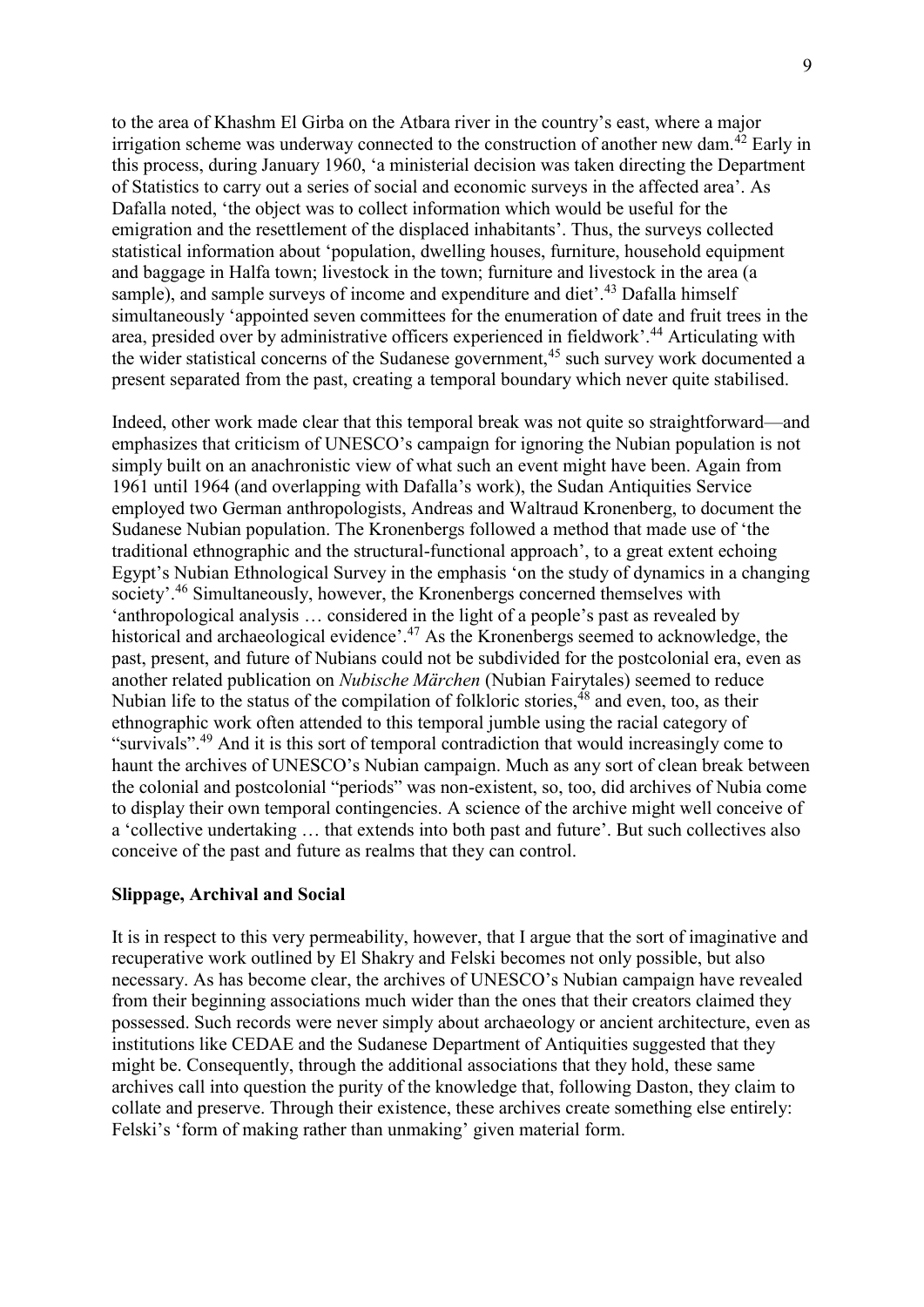to the area of Khashm El Girba on the Atbara river in the country's east, where a major irrigation scheme was underway connected to the construction of another new dam.[42] Early in this process, during January 1960, 'a ministerial decision was taken directing the Department of Statistics to carry out a series of social and economic surveys in the affected area'. As Dafalla noted, 'the object was to collect information which would be useful for the emigration and the resettlement of the displaced inhabitants'. Thus, the surveys collected statistical information about 'population, dwelling houses, furniture, household equipment and baggage in Halfa town; livestock in the town; furniture and livestock in the area (a sample), and sample surveys of income and expenditure and diet'.[43] Dafalla himself simultaneously 'appointed seven committees for the enumeration of date and fruit trees in the area, presided over by administrative officers experienced in fieldwork'.[44] Articulating with the wider statistical concerns of the Sudanese government,[45] such survey work documented a present separated from the past, creating a temporal boundary which never quite stabilised.

Indeed, other work made clear that this temporal break was not quite so straightforward—and emphasizes that criticism of UNESCO's campaign for ignoring the Nubian population is not simply built on an anachronistic view of what such an event might have been. Again from 1961 until 1964 (and overlapping with Dafalla's work), the Sudan Antiquities Service employed two German anthropologists, Andreas and Waltraud Kronenberg, to document the Sudanese Nubian population. The Kronenbergs followed a method that made use of 'the traditional ethnographic and the structural-functional approach', to a great extent echoing Egypt's Nubian Ethnological Survey in the emphasis 'on the study of dynamics in a changing society'.[46] Simultaneously, however, the Kronenbergs concerned themselves with 'anthropological analysis … considered in the light of a people's past as revealed by historical and archaeological evidence'.[47] As the Kronenbergs seemed to acknowledge, the past, present, and future of Nubians could not be subdivided for the postcolonial era, even as another related publication on *Nubische Märchen* (Nubian Fairytales) seemed to reduce Nubian life to the status of the compilation of folkloric stories,[48] and even, too, as their ethnographic work often attended to this temporal jumble using the racial category of "survivals".[49] And it is this sort of temporal contradiction that would increasingly come to haunt the archives of UNESCO's Nubian campaign. Much as any sort of clean break between the colonial and postcolonial "periods" was non-existent, so, too, did archives of Nubia come to display their own temporal contingencies. A science of the archive might well conceive of a 'collective undertaking … that extends into both past and future'. But such collectives also conceive of the past and future as realms that they can control.

## Slippage, Archival and Social

It is in respect to this very permeability, however, that I argue that the sort of imaginative and recuperative work outlined by El Shakry and Felski becomes not only possible, but also necessary. As has become clear, the archives of UNESCO's Nubian campaign have revealed from their beginning associations much wider than the ones that their creators claimed they possessed. Such records were never simply about archaeology or ancient architecture, even as institutions like CEDAE and the Sudanese Department of Antiquities suggested that they might be. Consequently, through the additional associations that they hold, these same archives call into question the purity of the knowledge that, following Daston, they claim to collate and preserve. Through their existence, these archives create something else entirely: Felski's 'form of making rather than unmaking' given material form.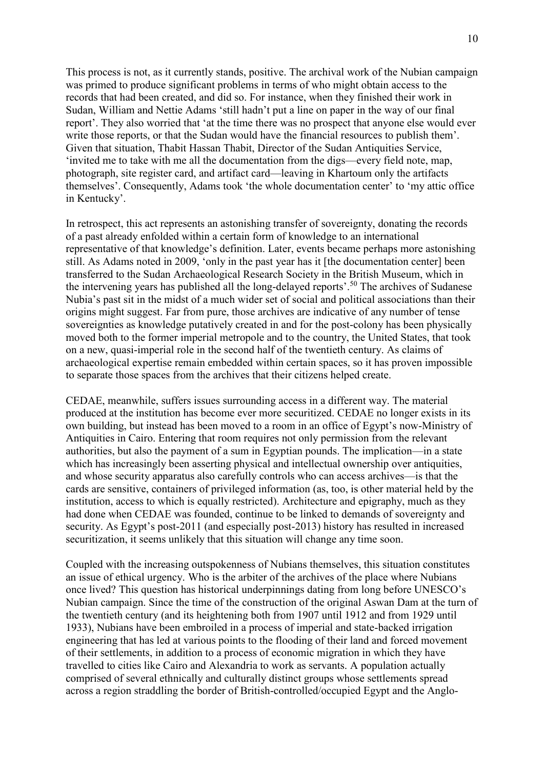This process is not, as it currently stands, positive. The archival work of the Nubian campaign was primed to produce significant problems in terms of who might obtain access to the records that had been created, and did so. For instance, when they finished their work in Sudan, William and Nettie Adams 'still hadn't put a line on paper in the way of our final report'. They also worried that 'at the time there was no prospect that anyone else would ever write those reports, or that the Sudan would have the financial resources to publish them'. Given that situation, Thabit Hassan Thabit, Director of the Sudan Antiquities Service, 'invited me to take with me all the documentation from the digs—every field note, map, photograph, site register card, and artifact card—leaving in Khartoum only the artifacts themselves'. Consequently, Adams took 'the whole documentation center' to 'my attic office in Kentucky'.

In retrospect, this act represents an astonishing transfer of sovereignty, donating the records of a past already enfolded within a certain form of knowledge to an international representative of that knowledge's definition. Later, events became perhaps more astonishing still. As Adams noted in 2009, 'only in the past year has it [the documentation center] been transferred to the Sudan Archaeological Research Society in the British Museum, which in the intervening years has published all the long-delayed reports'.[50] The archives of Sudanese Nubia's past sit in the midst of a much wider set of social and political associations than their origins might suggest. Far from pure, those archives are indicative of any number of tense sovereignties as knowledge putatively created in and for the post-colony has been physically moved both to the former imperial metropole and to the country, the United States, that took on a new, quasi-imperial role in the second half of the twentieth century. As claims of archaeological expertise remain embedded within certain spaces, so it has proven impossible to separate those spaces from the archives that their citizens helped create.

CEDAE, meanwhile, suffers issues surrounding access in a different way. The material produced at the institution has become ever more securitized. CEDAE no longer exists in its own building, but instead has been moved to a room in an office of Egypt's now-Ministry of Antiquities in Cairo. Entering that room requires not only permission from the relevant authorities, but also the payment of a sum in Egyptian pounds. The implication—in a state which has increasingly been asserting physical and intellectual ownership over antiquities, and whose security apparatus also carefully controls who can access archives—is that the cards are sensitive, containers of privileged information (as, too, is other material held by the institution, access to which is equally restricted). Architecture and epigraphy, much as they had done when CEDAE was founded, continue to be linked to demands of sovereignty and security. As Egypt's post-2011 (and especially post-2013) history has resulted in increased securitization, it seems unlikely that this situation will change any time soon.

Coupled with the increasing outspokenness of Nubians themselves, this situation constitutes an issue of ethical urgency. Who is the arbiter of the archives of the place where Nubians once lived? This question has historical underpinnings dating from long before UNESCO's Nubian campaign. Since the time of the construction of the original Aswan Dam at the turn of the twentieth century (and its heightening both from 1907 until 1912 and from 1929 until 1933), Nubians have been embroiled in a process of imperial and state-backed irrigation engineering that has led at various points to the flooding of their land and forced movement of their settlements, in addition to a process of economic migration in which they have travelled to cities like Cairo and Alexandria to work as servants. A population actually comprised of several ethnically and culturally distinct groups whose settlements spread across a region straddling the border of British-controlled/occupied Egypt and the Anglo-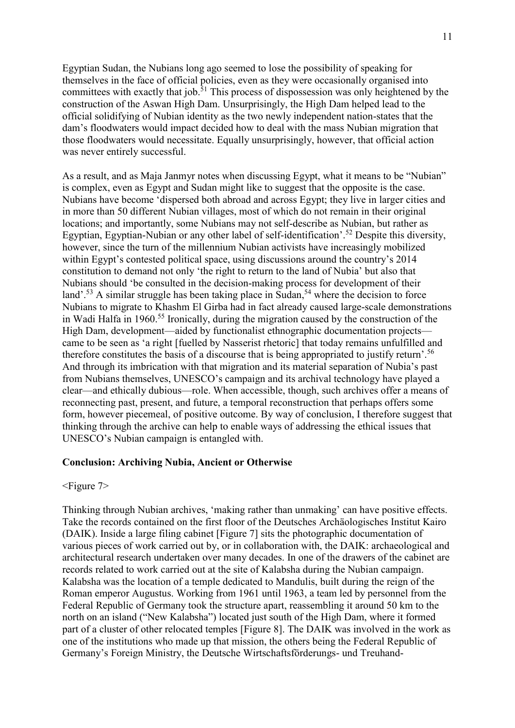Egyptian Sudan, the Nubians long ago seemed to lose the possibility of speaking for themselves in the face of official policies, even as they were occasionally organised into committees with exactly that job.[51] This process of dispossession was only heightened by the construction of the Aswan High Dam. Unsurprisingly, the High Dam helped lead to the official solidifying of Nubian identity as the two newly independent nation-states that the dam's floodwaters would impact decided how to deal with the mass Nubian migration that those floodwaters would necessitate. Equally unsurprisingly, however, that official action was never entirely successful.

As a result, and as Maja Janmyr notes when discussing Egypt, what it means to be "Nubian" is complex, even as Egypt and Sudan might like to suggest that the opposite is the case. Nubians have become 'dispersed both abroad and across Egypt; they live in larger cities and in more than 50 different Nubian villages, most of which do not remain in their original locations; and importantly, some Nubians may not self-describe as Nubian, but rather as Egyptian, Egyptian-Nubian or any other label of self-identification'.[52] Despite this diversity, however, since the turn of the millennium Nubian activists have increasingly mobilized within Egypt's contested political space, using discussions around the country's 2014 constitution to demand not only 'the right to return to the land of Nubia' but also that Nubians should 'be consulted in the decision-making process for development of their land'.[53] A similar struggle has been taking place in Sudan,[54] where the decision to force Nubians to migrate to Khashm El Girba had in fact already caused large-scale demonstrations in Wadi Halfa in 1960.[55] Ironically, during the migration caused by the construction of the High Dam, development—aided by functionalist ethnographic documentation projects—came to be seen as 'a right [fuelled by Nasserist rhetoric] that today remains unfulfilled and therefore constitutes the basis of a discourse that is being appropriated to justify return'.[56] And through its imbrication with that migration and its material separation of Nubia's past from Nubians themselves, UNESCO's campaign and its archival technology have played a clear—and ethically dubious—role. When accessible, though, such archives offer a means of reconnecting past, present, and future, a temporal reconstruction that perhaps offers some form, however piecemeal, of positive outcome. By way of conclusion, I therefore suggest that thinking through the archive can help to enable ways of addressing the ethical issues that UNESCO's Nubian campaign is entangled with.

## Conclusion: Archiving Nubia, Ancient or Otherwise

<Figure 7>

Thinking through Nubian archives, 'making rather than unmaking' can have positive effects. Take the records contained on the first floor of the Deutsches Archäologisches Institut Kairo (DAIK). Inside a large filing cabinet [Figure 7] sits the photographic documentation of various pieces of work carried out by, or in collaboration with, the DAIK: archaeological and architectural research undertaken over many decades. In one of the drawers of the cabinet are records related to work carried out at the site of Kalabsha during the Nubian campaign. Kalabsha was the location of a temple dedicated to Mandulis, built during the reign of the Roman emperor Augustus. Working from 1961 until 1963, a team led by personnel from the Federal Republic of Germany took the structure apart, reassembling it around 50 km to the north on an island ("New Kalabsha") located just south of the High Dam, where it formed part of a cluster of other relocated temples [Figure 8]. The DAIK was involved in the work as one of the institutions who made up that mission, the others being the Federal Republic of Germany's Foreign Ministry, the Deutsche Wirtschaftsförderungs- und Treuhand-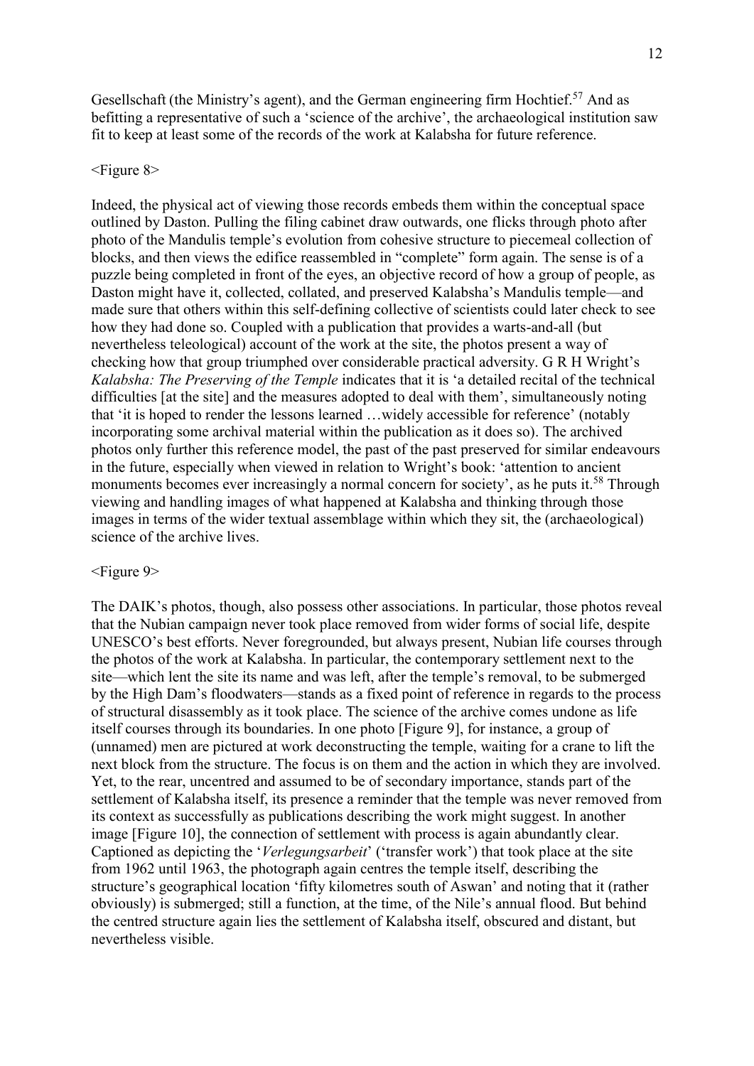Gesellschaft (the Ministry's agent), and the German engineering firm Hochtief.[57] And as befitting a representative of such a 'science of the archive', the archaeological institution saw fit to keep at least some of the records of the work at Kalabsha for future reference.

<Figure 8>

Indeed, the physical act of viewing those records embeds them within the conceptual space outlined by Daston. Pulling the filing cabinet draw outwards, one flicks through photo after photo of the Mandulis temple's evolution from cohesive structure to piecemeal collection of blocks, and then views the edifice reassembled in "complete" form again. The sense is of a puzzle being completed in front of the eyes, an objective record of how a group of people, as Daston might have it, collected, collated, and preserved Kalabsha's Mandulis temple—and made sure that others within this self-defining collective of scientists could later check to see how they had done so. Coupled with a publication that provides a warts-and-all (but nevertheless teleological) account of the work at the site, the photos present a way of checking how that group triumphed over considerable practical adversity. G R H Wright's *Kalabsha: The Preserving of the Temple* indicates that it is 'a detailed recital of the technical difficulties [at the site] and the measures adopted to deal with them', simultaneously noting that 'it is hoped to render the lessons learned …widely accessible for reference' (notably incorporating some archival material within the publication as it does so). The archived photos only further this reference model, the past of the past preserved for similar endeavours in the future, especially when viewed in relation to Wright's book: 'attention to ancient monuments becomes ever increasingly a normal concern for society', as he puts it.[58] Through viewing and handling images of what happened at Kalabsha and thinking through those images in terms of the wider textual assemblage within which they sit, the (archaeological) science of the archive lives.

<Figure 9>

The DAIK's photos, though, also possess other associations. In particular, those photos reveal that the Nubian campaign never took place removed from wider forms of social life, despite UNESCO's best efforts. Never foregrounded, but always present, Nubian life courses through the photos of the work at Kalabsha. In particular, the contemporary settlement next to the site—which lent the site its name and was left, after the temple's removal, to be submerged by the High Dam's floodwaters—stands as a fixed point of reference in regards to the process of structural disassembly as it took place. The science of the archive comes undone as life itself courses through its boundaries. In one photo [Figure 9], for instance, a group of (unnamed) men are pictured at work deconstructing the temple, waiting for a crane to lift the next block from the structure. The focus is on them and the action in which they are involved. Yet, to the rear, uncentred and assumed to be of secondary importance, stands part of the settlement of Kalabsha itself, its presence a reminder that the temple was never removed from its context as successfully as publications describing the work might suggest. In another image [Figure 10], the connection of settlement with process is again abundantly clear. Captioned as depicting the '*Verlegungsarbeit*' ('transfer work') that took place at the site from 1962 until 1963, the photograph again centres the temple itself, describing the structure's geographical location 'fifty kilometres south of Aswan' and noting that it (rather obviously) is submerged; still a function, at the time, of the Nile's annual flood. But behind the centred structure again lies the settlement of Kalabsha itself, obscured and distant, but nevertheless visible.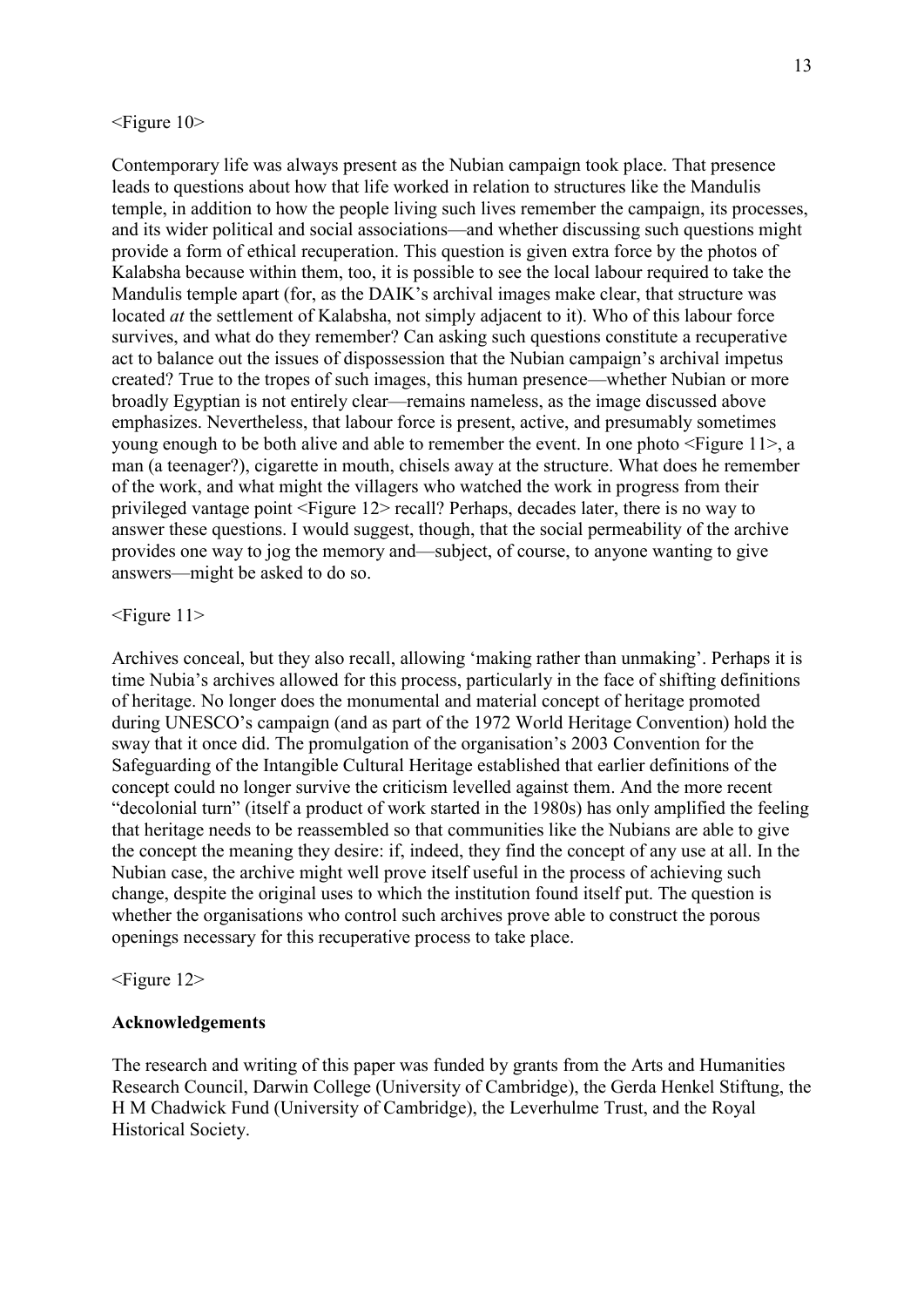<Figure 10>

Contemporary life was always present as the Nubian campaign took place. That presence leads to questions about how that life worked in relation to structures like the Mandulis temple, in addition to how the people living such lives remember the campaign, its processes, and its wider political and social associations—and whether discussing such questions might provide a form of ethical recuperation. This question is given extra force by the photos of Kalabsha because within them, too, it is possible to see the local labour required to take the Mandulis temple apart (for, as the DAIK's archival images make clear, that structure was located *at* the settlement of Kalabsha, not simply adjacent to it). Who of this labour force survives, and what do they remember? Can asking such questions constitute a recuperative act to balance out the issues of dispossession that the Nubian campaign's archival impetus created? True to the tropes of such images, this human presence—whether Nubian or more broadly Egyptian is not entirely clear—remains nameless, as the image discussed above emphasizes. Nevertheless, that labour force is present, active, and presumably sometimes young enough to be both alive and able to remember the event. In one photo <Figure 11>, a man (a teenager?), cigarette in mouth, chisels away at the structure. What does he remember of the work, and what might the villagers who watched the work in progress from their privileged vantage point <Figure 12> recall? Perhaps, decades later, there is no way to answer these questions. I would suggest, though, that the social permeability of the archive provides one way to jog the memory and—subject, of course, to anyone wanting to give answers—might be asked to do so.

<Figure 11>

Archives conceal, but they also recall, allowing 'making rather than unmaking'. Perhaps it is time Nubia's archives allowed for this process, particularly in the face of shifting definitions of heritage. No longer does the monumental and material concept of heritage promoted during UNESCO's campaign (and as part of the 1972 World Heritage Convention) hold the sway that it once did. The promulgation of the organisation's 2003 Convention for the Safeguarding of the Intangible Cultural Heritage established that earlier definitions of the concept could no longer survive the criticism levelled against them. And the more recent "decolonial turn" (itself a product of work started in the 1980s) has only amplified the feeling that heritage needs to be reassembled so that communities like the Nubians are able to give the concept the meaning they desire: if, indeed, they find the concept of any use at all. In the Nubian case, the archive might well prove itself useful in the process of achieving such change, despite the original uses to which the institution found itself put. The question is whether the organisations who control such archives prove able to construct the porous openings necessary for this recuperative process to take place.

<Figure 12>

**Acknowledgements**

The research and writing of this paper was funded by grants from the Arts and Humanities Research Council, Darwin College (University of Cambridge), the Gerda Henkel Stiftung, the H M Chadwick Fund (University of Cambridge), the Leverhulme Trust, and the Royal Historical Society.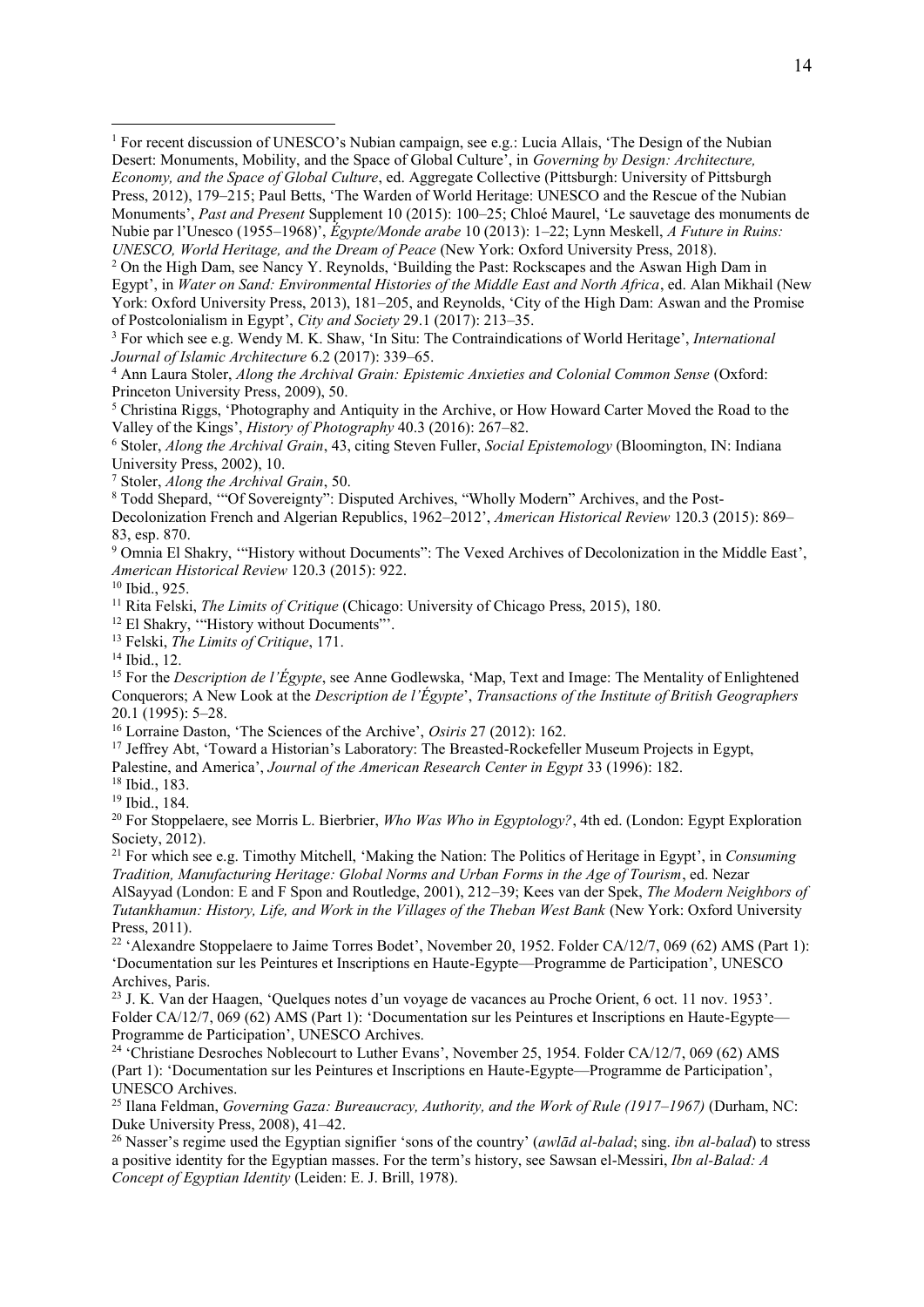[1] For recent discussion of UNESCO's Nubian campaign, see e.g.: Lucia Allais, 'The Design of the Nubian Desert: Monuments, Mobility, and the Space of Global Culture', in *Governing by Design: Architecture, Economy, and the Space of Global Culture*, ed. Aggregate Collective (Pittsburgh: University of Pittsburgh Press, 2012), 179–215; Paul Betts, 'The Warden of World Heritage: UNESCO and the Rescue of the Nubian Monuments', *Past and Present* Supplement 10 (2015): 100–25; Chloé Maurel, 'Le sauvetage des monuments de Nubie par l'Unesco (1955–1968)', *Égypte/Monde arabe* 10 (2013): 1–22; Lynn Meskell, *A Future in Ruins: UNESCO, World Heritage, and the Dream of Peace* (New York: Oxford University Press, 2018).

[2] On the High Dam, see Nancy Y. Reynolds, 'Building the Past: Rockscapes and the Aswan High Dam in Egypt', in *Water on Sand: Environmental Histories of the Middle East and North Africa*, ed. Alan Mikhail (New York: Oxford University Press, 2013), 181–205, and Reynolds, 'City of the High Dam: Aswan and the Promise of Postcolonialism in Egypt', *City and Society* 29.1 (2017): 213–35.

[3] For which see e.g. Wendy M. K. Shaw, 'In Situ: The Contraindications of World Heritage', *International Journal of Islamic Architecture* 6.2 (2017): 339–65.

[4] Ann Laura Stoler, *Along the Archival Grain: Epistemic Anxieties and Colonial Common Sense* (Oxford: Princeton University Press, 2009), 50.

[5] Christina Riggs, 'Photography and Antiquity in the Archive, or How Howard Carter Moved the Road to the Valley of the Kings', *History of Photography* 40.3 (2016): 267–82.

[6] Stoler, *Along the Archival Grain*, 43, citing Steven Fuller, *Social Epistemology* (Bloomington, IN: Indiana University Press, 2002), 10.

[7] Stoler, *Along the Archival Grain*, 50.

[8] Todd Shepard, '"Of Sovereignty": Disputed Archives, "Wholly Modern" Archives, and the Post-Decolonization French and Algerian Republics, 1962–2012', *American Historical Review* 120.3 (2015): 869–83, esp. 870.

[9] Omnia El Shakry, '"History without Documents": The Vexed Archives of Decolonization in the Middle East', *American Historical Review* 120.3 (2015): 922.

[10] Ibid., 925.

[11] Rita Felski, *The Limits of Critique* (Chicago: University of Chicago Press, 2015), 180.

[12] El Shakry, '"History without Documents"'.

[13] Felski, *The Limits of Critique*, 171.

[14] Ibid., 12.

[15] For the *Description de l'Égypte*, see Anne Godlewska, 'Map, Text and Image: The Mentality of Enlightened Conquerors; A New Look at the *Description de l'Égypte*', *Transactions of the Institute of British Geographers* 20.1 (1995): 5–28.

[16] Lorraine Daston, 'The Sciences of the Archive', *Osiris* 27 (2012): 162.

[17] Jeffrey Abt, 'Toward a Historian's Laboratory: The Breasted-Rockefeller Museum Projects in Egypt, Palestine, and America', *Journal of the American Research Center in Egypt* 33 (1996): 182.

[18] Ibid., 183.

[19] Ibid., 184.

[20] For Stoppelaere, see Morris L. Bierbrier, *Who Was Who in Egyptology?*, 4th ed. (London: Egypt Exploration Society, 2012).

[21] For which see e.g. Timothy Mitchell, 'Making the Nation: The Politics of Heritage in Egypt', in *Consuming Tradition, Manufacturing Heritage: Global Norms and Urban Forms in the Age of Tourism*, ed. Nezar AlSayyad (London: E and F Spon and Routledge, 2001), 212–39; Kees van der Spek, *The Modern Neighbors of Tutankhamun: History, Life, and Work in the Villages of the Theban West Bank* (New York: Oxford University Press, 2011).

[22] 'Alexandre Stoppelaere to Jaime Torres Bodet', November 20, 1952. Folder CA/12/7, 069 (62) AMS (Part 1): 'Documentation sur les Peintures et Inscriptions en Haute-Egypte—Programme de Participation', UNESCO Archives, Paris.

[23] J. K. Van der Haagen, 'Quelques notes d'un voyage de vacances au Proche Orient, 6 oct. 11 nov. 1953'. Folder CA/12/7, 069 (62) AMS (Part 1): 'Documentation sur les Peintures et Inscriptions en Haute-Egypte—Programme de Participation', UNESCO Archives.

[24] 'Christiane Desroches Noblecourt to Luther Evans', November 25, 1954. Folder CA/12/7, 069 (62) AMS (Part 1): 'Documentation sur les Peintures et Inscriptions en Haute-Egypte—Programme de Participation', UNESCO Archives.

[25] Ilana Feldman, *Governing Gaza: Bureaucracy, Authority, and the Work of Rule (1917–1967)* (Durham, NC: Duke University Press, 2008), 41–42.

[26] Nasser's regime used the Egyptian signifier 'sons of the country' (*awlād al-balad*; sing. *ibn al-balad*) to stress a positive identity for the Egyptian masses. For the term's history, see Sawsan el-Messiri, *Ibn al-Balad: A Concept of Egyptian Identity* (Leiden: E. J. Brill, 1978).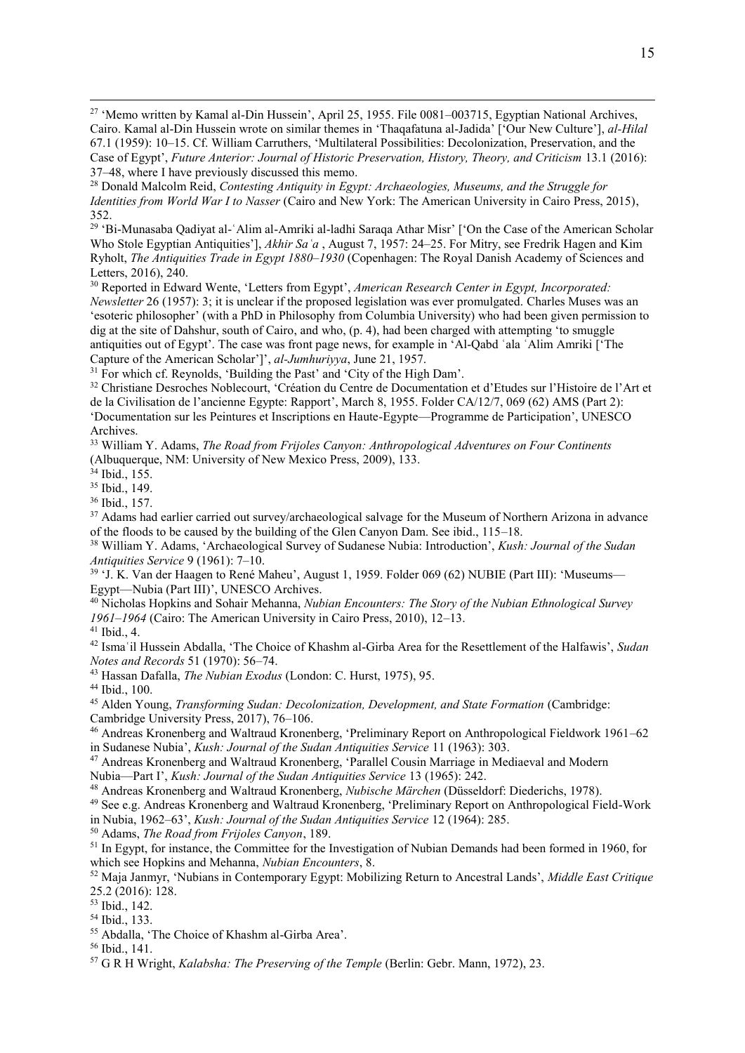[27] 'Memo written by Kamal al-Din Hussein', April 25, 1955. File 0081–003715, Egyptian National Archives, Cairo. Kamal al-Din Hussein wrote on similar themes in 'Thaqafatuna al-Jadida' ['Our New Culture'], *al-Hilal* 67.1 (1959): 10–15. Cf. William Carruthers, 'Multilateral Possibilities: Decolonization, Preservation, and the Case of Egypt', *Future Anterior: Journal of Historic Preservation, History, Theory, and Criticism* 13.1 (2016): 37–48, where I have previously discussed this memo.

[28] Donald Malcolm Reid, *Contesting Antiquity in Egypt: Archaeologies, Museums, and the Struggle for Identities from World War I to Nasser* (Cairo and New York: The American University in Cairo Press, 2015), 352.

[29] 'Bi-Munasaba Qadiyat al-ʿAlim al-Amriki al-ladhi Saraqa Athar Misr' ['On the Case of the American Scholar Who Stole Egyptian Antiquities'], *Akhir Saʿa* , August 7, 1957: 24–25. For Mitry, see Fredrik Hagen and Kim Ryholt, *The Antiquities Trade in Egypt 1880–1930* (Copenhagen: The Royal Danish Academy of Sciences and Letters, 2016), 240.

[30] Reported in Edward Wente, 'Letters from Egypt', *American Research Center in Egypt, Incorporated: Newsletter* 26 (1957): 3; it is unclear if the proposed legislation was ever promulgated. Charles Muses was an 'esoteric philosopher' (with a PhD in Philosophy from Columbia University) who had been given permission to dig at the site of Dahshur, south of Cairo, and who, (p. 4), had been charged with attempting 'to smuggle antiquities out of Egypt'. The case was front page news, for example in 'Al-Qabd ʿala ʿAlim Amriki ['The Capture of the American Scholar']', *al-Jumhuriyya*, June 21, 1957.

[31] For which cf. Reynolds, 'Building the Past' and 'City of the High Dam'.

[32] Christiane Desroches Noblecourt, 'Création du Centre de Documentation et d'Etudes sur l'Histoire de l'Art et de la Civilisation de l'ancienne Egypte: Rapport', March 8, 1955. Folder CA/12/7, 069 (62) AMS (Part 2): 'Documentation sur les Peintures et Inscriptions en Haute-Egypte—Programme de Participation', UNESCO Archives.

[33] William Y. Adams, *The Road from Frijoles Canyon: Anthropological Adventures on Four Continents* (Albuquerque, NM: University of New Mexico Press, 2009), 133.

[34] Ibid., 155.

[35] Ibid., 149.

[36] Ibid., 157.

[37] Adams had earlier carried out survey/archaeological salvage for the Museum of Northern Arizona in advance of the floods to be caused by the building of the Glen Canyon Dam. See ibid., 115–18.

[38] William Y. Adams, 'Archaeological Survey of Sudanese Nubia: Introduction', *Kush: Journal of the Sudan Antiquities Service* 9 (1961): 7–10.

[39] 'J. K. Van der Haagen to René Maheu', August 1, 1959. Folder 069 (62) NUBIE (Part III): 'Museums—Egypt—Nubia (Part III)', UNESCO Archives.

[40] Nicholas Hopkins and Sohair Mehanna, *Nubian Encounters: The Story of the Nubian Ethnological Survey 1961–1964* (Cairo: The American University in Cairo Press, 2010), 12–13.

[41] Ibid., 4.

[42] Ismaʿil Hussein Abdalla, 'The Choice of Khashm al-Girba Area for the Resettlement of the Halfawis', *Sudan Notes and Records* 51 (1970): 56–74.

[43] Hassan Dafalla, *The Nubian Exodus* (London: C. Hurst, 1975), 95.

[44] Ibid., 100.

[45] Alden Young, *Transforming Sudan: Decolonization, Development, and State Formation* (Cambridge: Cambridge University Press, 2017), 76–106.

[46] Andreas Kronenberg and Waltraud Kronenberg, 'Preliminary Report on Anthropological Fieldwork 1961–62 in Sudanese Nubia', *Kush: Journal of the Sudan Antiquities Service* 11 (1963): 303.

[47] Andreas Kronenberg and Waltraud Kronenberg, 'Parallel Cousin Marriage in Mediaeval and Modern Nubia—Part I', *Kush: Journal of the Sudan Antiquities Service* 13 (1965): 242.

[48] Andreas Kronenberg and Waltraud Kronenberg, *Nubische Märchen* (Düsseldorf: Diederichs, 1978).

[49] See e.g. Andreas Kronenberg and Waltraud Kronenberg, 'Preliminary Report on Anthropological Field-Work in Nubia, 1962–63', *Kush: Journal of the Sudan Antiquities Service* 12 (1964): 285.

[50] Adams, *The Road from Frijoles Canyon*, 189.

[51] In Egypt, for instance, the Committee for the Investigation of Nubian Demands had been formed in 1960, for which see Hopkins and Mehanna, *Nubian Encounters*, 8.

[52] Maja Janmyr, 'Nubians in Contemporary Egypt: Mobilizing Return to Ancestral Lands', *Middle East Critique* 25.2 (2016): 128.

[53] Ibid., 142.

[54] Ibid., 133.

[55] Abdalla, 'The Choice of Khashm al-Girba Area'.

[56] Ibid., 141.

[57] G R H Wright, *Kalabsha: The Preserving of the Temple* (Berlin: Gebr. Mann, 1972), 23.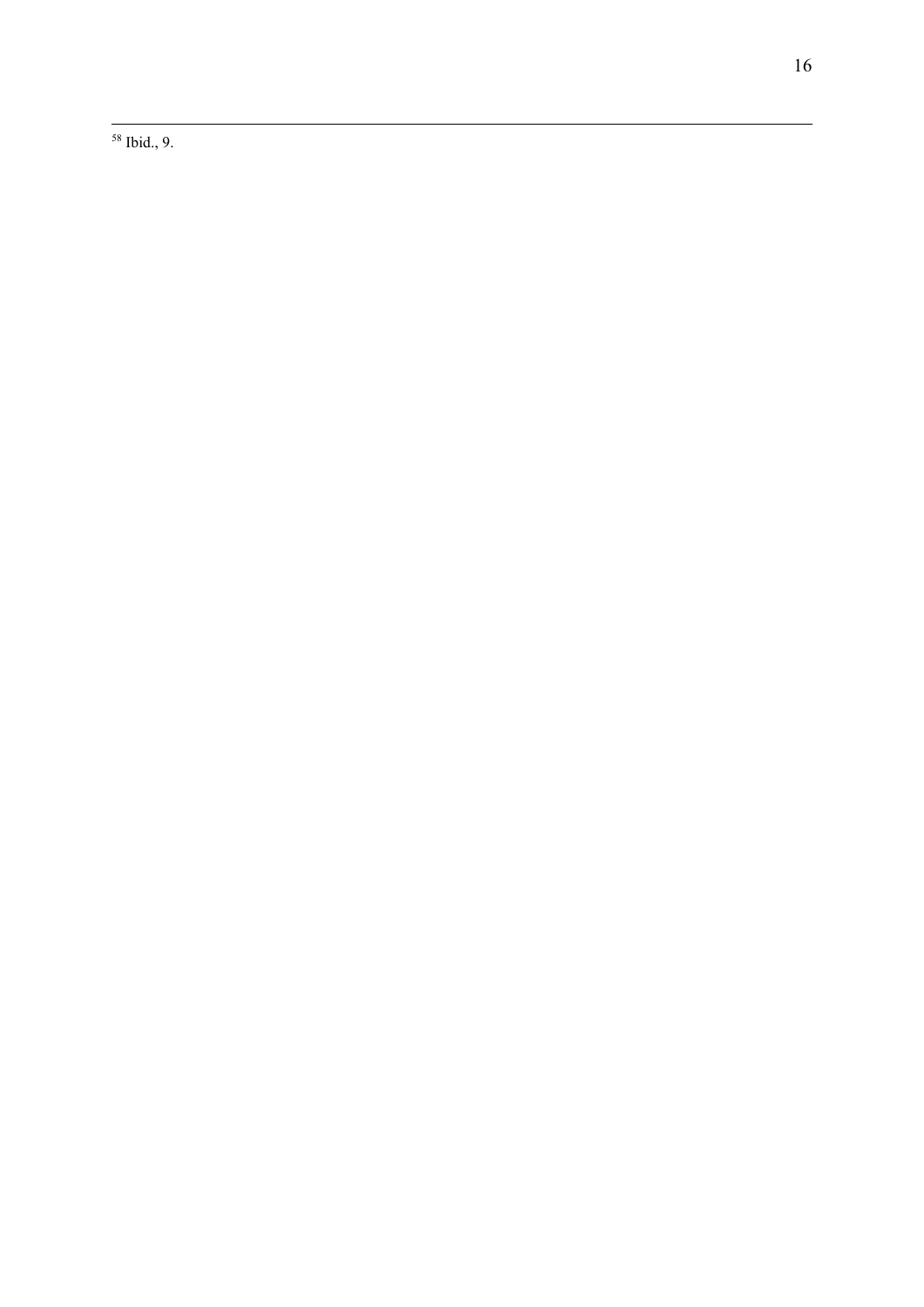[58] Ibid., 9.